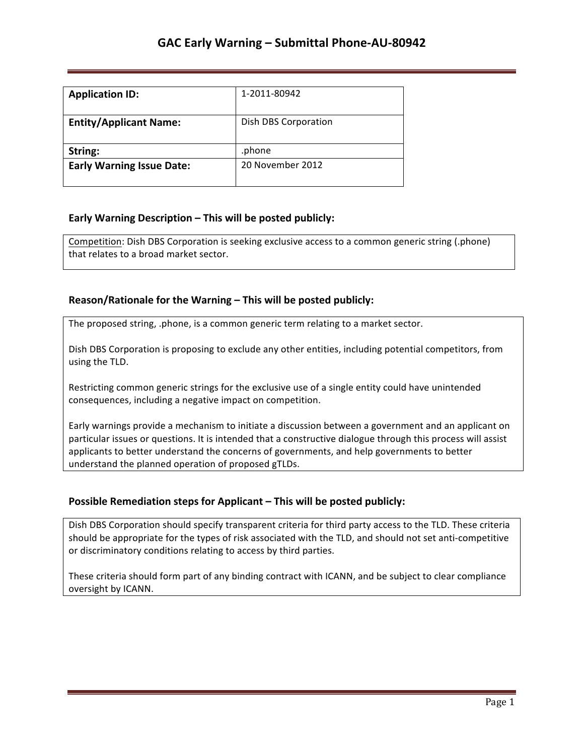# GAC Early Warning – Submittal Phone-AU-80942

| **Application ID:** | 1-2011-80942 |
|---|---|
| **Entity/Applicant Name:** | Dish DBS Corporation |
| **String:** | .phone |
| **Early Warning Issue Date:** | 20 November 2012 |

### Early Warning Description – This will be posted publicly:

Competition: Dish DBS Corporation is seeking exclusive access to a common generic string (.phone) that relates to a broad market sector.

### Reason/Rationale for the Warning – This will be posted publicly:

The proposed string, .phone, is a common generic term relating to a market sector.

Dish DBS Corporation is proposing to exclude any other entities, including potential competitors, from using the TLD.

Restricting common generic strings for the exclusive use of a single entity could have unintended consequences, including a negative impact on competition.

Early warnings provide a mechanism to initiate a discussion between a government and an applicant on particular issues or questions. It is intended that a constructive dialogue through this process will assist applicants to better understand the concerns of governments, and help governments to better understand the planned operation of proposed gTLDs.

### Possible Remediation steps for Applicant – This will be posted publicly:

Dish DBS Corporation should specify transparent criteria for third party access to the TLD. These criteria should be appropriate for the types of risk associated with the TLD, and should not set anti-competitive or discriminatory conditions relating to access by third parties.

These criteria should form part of any binding contract with ICANN, and be subject to clear compliance oversight by ICANN.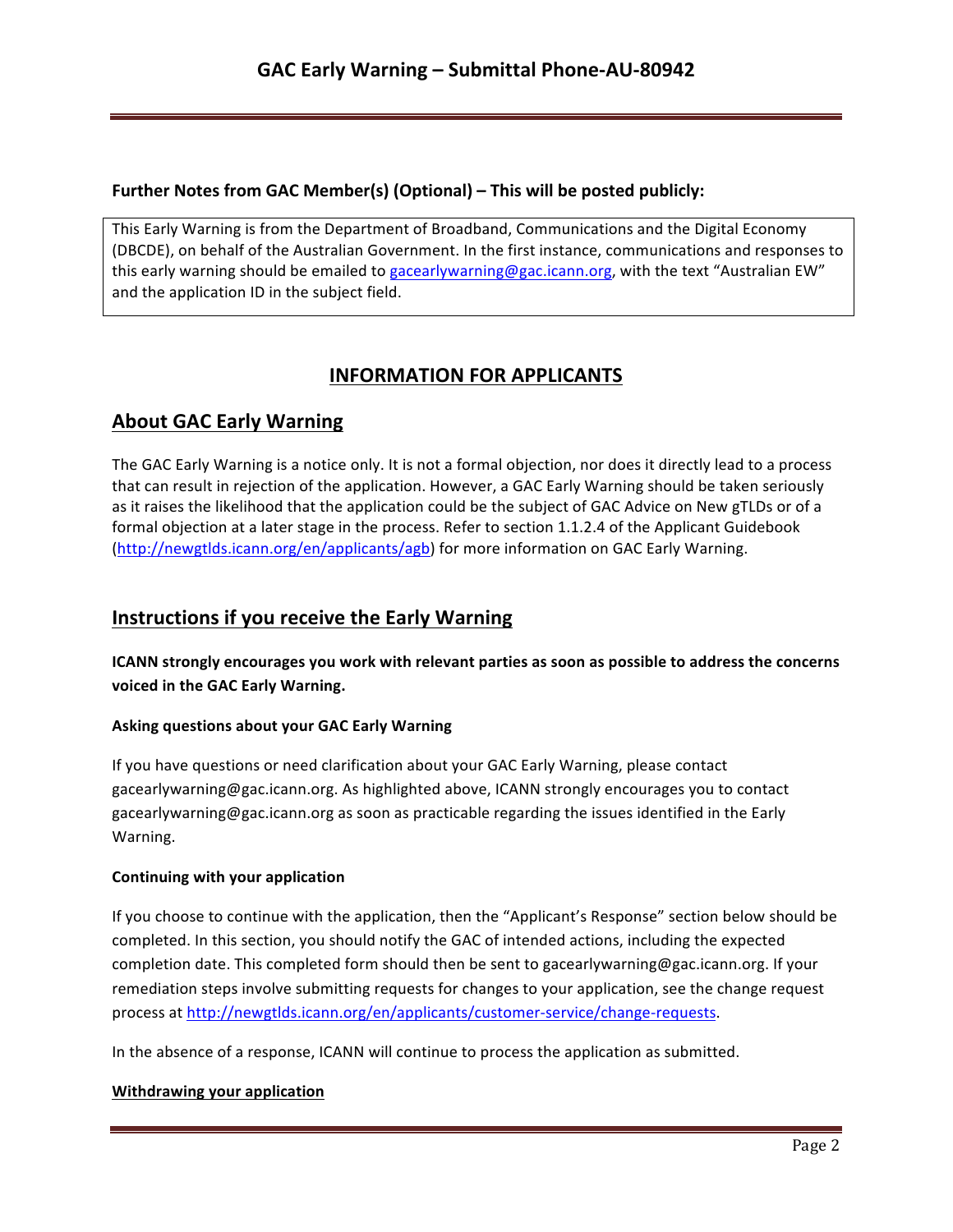**Further Notes from GAC Member(s) (Optional) – This will be posted publicly:**

This Early Warning is from the Department of Broadband, Communications and the Digital Economy (DBCDE), on behalf of the Australian Government. In the first instance, communications and responses to this early warning should be emailed to gacearlywarning@gac.icann.org, with the text "Australian EW" and the application ID in the subject field.

## INFORMATION FOR APPLICANTS

## About GAC Early Warning

The GAC Early Warning is a notice only. It is not a formal objection, nor does it directly lead to a process that can result in rejection of the application. However, a GAC Early Warning should be taken seriously as it raises the likelihood that the application could be the subject of GAC Advice on New gTLDs or of a formal objection at a later stage in the process. Refer to section 1.1.2.4 of the Applicant Guidebook (http://newgtlds.icann.org/en/applicants/agb) for more information on GAC Early Warning.

## Instructions if you receive the Early Warning

**ICANN strongly encourages you work with relevant parties as soon as possible to address the concerns voiced in the GAC Early Warning.**

#### Asking questions about your GAC Early Warning

If you have questions or need clarification about your GAC Early Warning, please contact gacearlywarning@gac.icann.org. As highlighted above, ICANN strongly encourages you to contact gacearlywarning@gac.icann.org as soon as practicable regarding the issues identified in the Early Warning.

#### Continuing with your application

If you choose to continue with the application, then the "Applicant's Response" section below should be completed. In this section, you should notify the GAC of intended actions, including the expected completion date. This completed form should then be sent to gacearlywarning@gac.icann.org. If your remediation steps involve submitting requests for changes to your application, see the change request process at http://newgtlds.icann.org/en/applicants/customer-service/change-requests.

In the absence of a response, ICANN will continue to process the application as submitted.

#### Withdrawing your application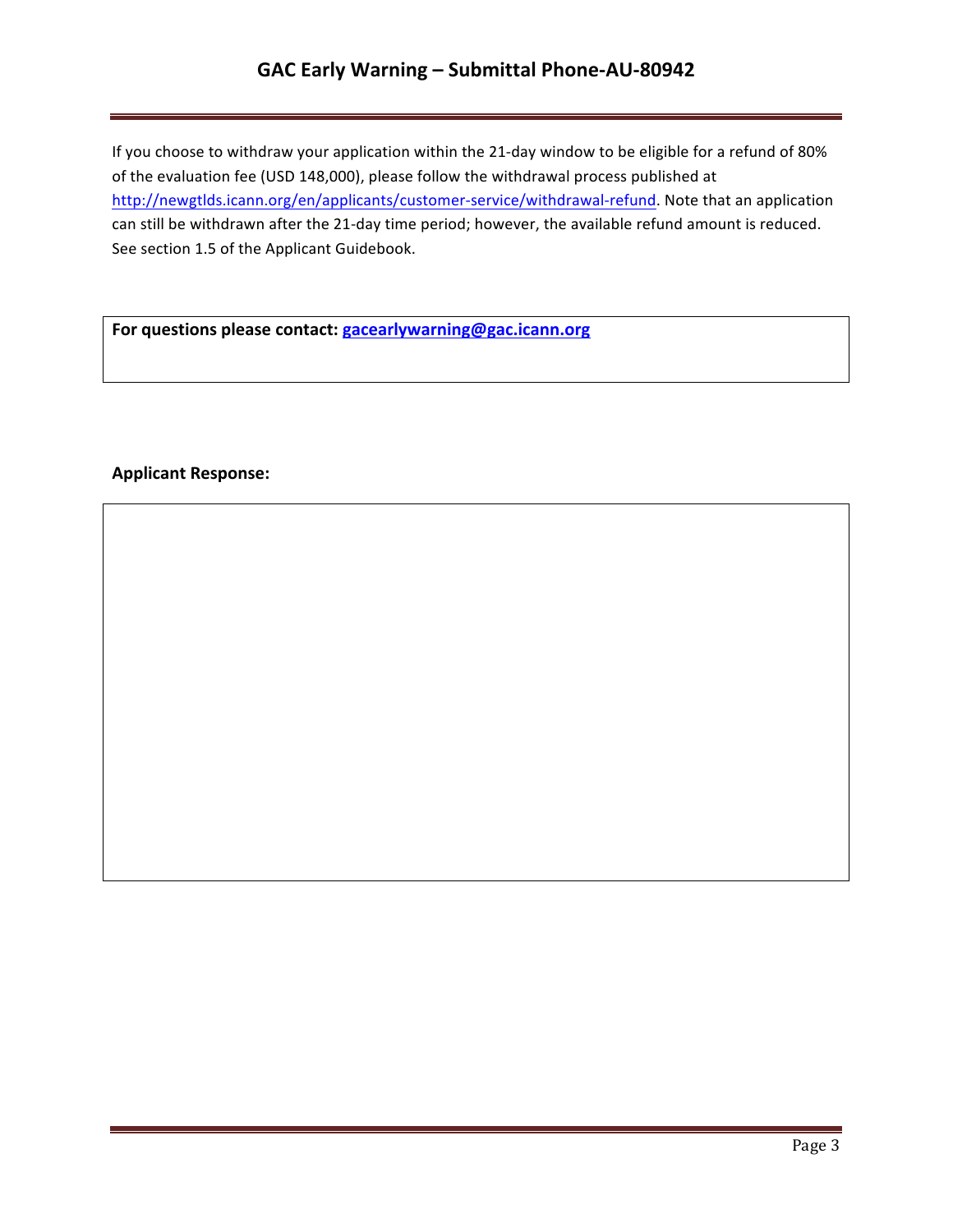If you choose to withdraw your application within the 21-day window to be eligible for a refund of 80% of the evaluation fee (USD 148,000), please follow the withdrawal process published at http://newgtlds.icann.org/en/applicants/customer-service/withdrawal-refund. Note that an application can still be withdrawn after the 21-day time period; however, the available refund amount is reduced. See section 1.5 of the Applicant Guidebook.

**For questions please contact: gacearlywarning@gac.icann.org**

**Applicant Response:**